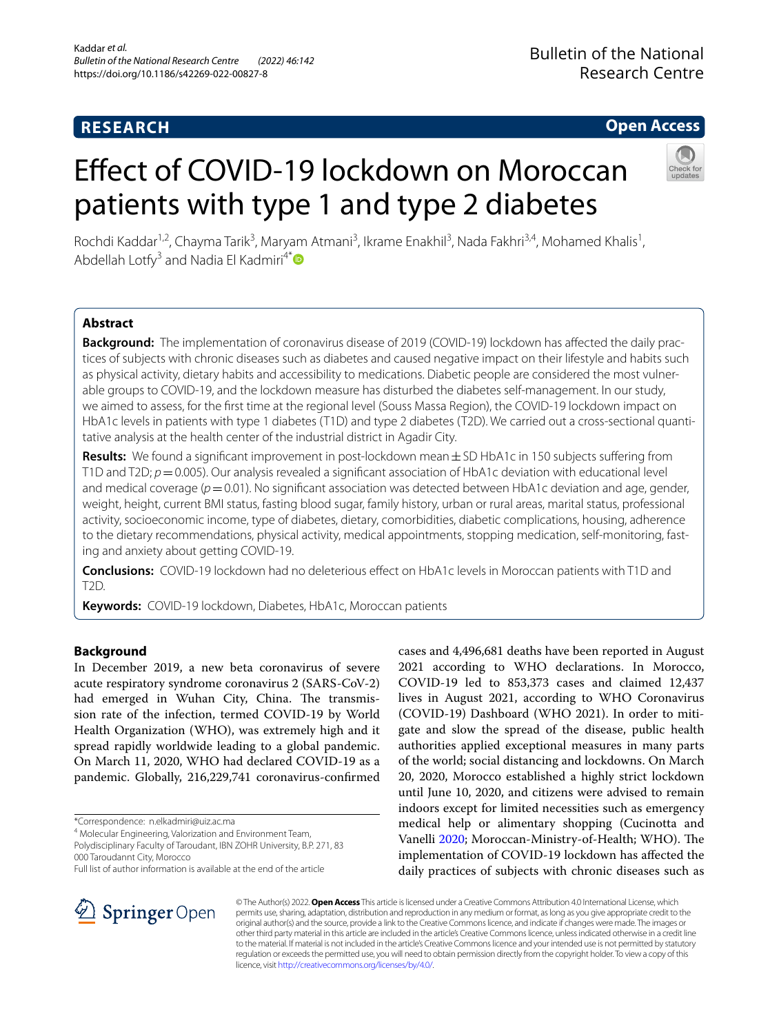RESEARCH

Open Access

# Effect of COVID-19 lockdown on Moroccan patients with type 1 and type 2 diabetes

Rochdi Kaddar[1,2], Chayma Tarik[3], Maryam Atmani[3], Ikrame Enakhil[3], Nada Fakhri[3,4], Mohamed Khalis[1], Abdellah Lotfy[3] and Nadia El Kadmiri[4*]

## Abstract

**Background:** The implementation of coronavirus disease of 2019 (COVID-19) lockdown has affected the daily practices of subjects with chronic diseases such as diabetes and caused negative impact on their lifestyle and habits such as physical activity, dietary habits and accessibility to medications. Diabetic people are considered the most vulnerable groups to COVID-19, and the lockdown measure has disturbed the diabetes self-management. In our study, we aimed to assess, for the first time at the regional level (Souss Massa Region), the COVID-19 lockdown impact on HbA1c levels in patients with type 1 diabetes (T1D) and type 2 diabetes (T2D). We carried out a cross-sectional quantitative analysis at the health center of the industrial district in Agadir City.

**Results:** We found a significant improvement in post-lockdown mean ± SD HbA1c in 150 subjects suffering from T1D and T2D; $p = 0.005$). Our analysis revealed a significant association of HbA1c deviation with educational level and medical coverage ($p = 0.01$). No significant association was detected between HbA1c deviation and age, gender, weight, height, current BMI status, fasting blood sugar, family history, urban or rural areas, marital status, professional activity, socioeconomic income, type of diabetes, dietary, comorbidities, diabetic complications, housing, adherence to the dietary recommendations, physical activity, medical appointments, stopping medication, self-monitoring, fasting and anxiety about getting COVID-19.

**Conclusions:** COVID-19 lockdown had no deleterious effect on HbA1c levels in Moroccan patients with T1D and T2D.

**Keywords:** COVID-19 lockdown, Diabetes, HbA1c, Moroccan patients

## Background

In December 2019, a new beta coronavirus of severe acute respiratory syndrome coronavirus 2 (SARS-CoV-2) had emerged in Wuhan City, China. The transmission rate of the infection, termed COVID-19 by World Health Organization (WHO), was extremely high and it spread rapidly worldwide leading to a global pandemic. On March 11, 2020, WHO had declared COVID-19 as a pandemic. Globally, 216,229,741 coronavirus-confirmed cases and 4,496,681 deaths have been reported in August 2021 according to WHO declarations. In Morocco, COVID-19 led to 853,373 cases and claimed 12,437 lives in August 2021, according to WHO Coronavirus (COVID-19) Dashboard (WHO 2021). In order to mitigate and slow the spread of the disease, public health authorities applied exceptional measures in many parts of the world; social distancing and lockdowns. On March 20, 2020, Morocco established a highly strict lockdown until June 10, 2020, and citizens were advised to remain indoors except for limited necessities such as emergency medical help or alimentary shopping (Cucinotta and Vanelli 2020; Moroccan-Ministry-of-Health; WHO). The implementation of COVID-19 lockdown has affected the daily practices of subjects with chronic diseases such as

*Correspondence: n.elkadmiri@uiz.ac.ma
[4] Molecular Engineering, Valorization and Environment Team, Polydisciplinary Faculty of Taroudant, IBN ZOHR University, B.P. 271, 83 000 Taroudannt City, Morocco
Full list of author information is available at the end of the article

© The Author(s) 2022. **Open Access** This article is licensed under a Creative Commons Attribution 4.0 International License, which permits use, sharing, adaptation, distribution and reproduction in any medium or format, as long as you give appropriate credit to the original author(s) and the source, provide a link to the Creative Commons licence, and indicate if changes were made. The images or other third party material in this article are included in the article's Creative Commons licence, unless indicated otherwise in a credit line to the material. If material is not included in the article's Creative Commons licence and your intended use is not permitted by statutory regulation or exceeds the permitted use, you will need to obtain permission directly from the copyright holder. To view a copy of this licence, visit http://creativecommons.org/licenses/by/4.0/.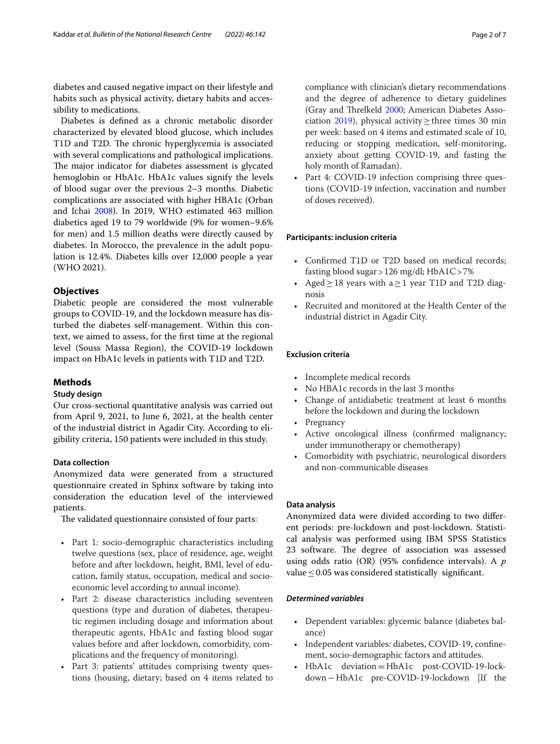diabetes and caused negative impact on their lifestyle and habits such as physical activity, dietary habits and accessibility to medications.

Diabetes is defined as a chronic metabolic disorder characterized by elevated blood glucose, which includes T1D and T2D. The chronic hyperglycemia is associated with several complications and pathological implications. The major indicator for diabetes assessment is glycated hemoglobin or HbA1c. HbA1c values signify the levels of blood sugar over the previous 2–3 months. Diabetic complications are associated with higher HBA1c (Orban and Ichai 2008). In 2019, WHO estimated 463 million diabetics aged 19 to 79 worldwide (9% for women–9.6% for men) and 1.5 million deaths were directly caused by diabetes. In Morocco, the prevalence in the adult population is 12.4%. Diabetes kills over 12,000 people a year (WHO 2021).

## Objectives

Diabetic people are considered the most vulnerable groups to COVID-19, and the lockdown measure has disturbed the diabetes self-management. Within this context, we aimed to assess, for the first time at the regional level (Souss Massa Region), the COVID-19 lockdown impact on HbA1c levels in patients with T1D and T2D.

## Methods

### Study design

Our cross-sectional quantitative analysis was carried out from April 9, 2021, to June 6, 2021, at the health center of the industrial district in Agadir City. According to eligibility criteria, 150 patients were included in this study.

### Data collection

Anonymized data were generated from a structured questionnaire created in Sphinx software by taking into consideration the education level of the interviewed patients.

The validated questionnaire consisted of four parts:

- Part 1: socio-demographic characteristics including twelve questions (sex, place of residence, age, weight before and after lockdown, height, BMI, level of education, family status, occupation, medical and socioeconomic level according to annual income).
- Part 2: disease characteristics including seventeen questions (type and duration of diabetes, therapeutic regimen including dosage and information about therapeutic agents, HbA1c and fasting blood sugar values before and after lockdown, comorbidity, complications and the frequency of monitoring).
- Part 3: patients' attitudes comprising twenty questions (housing, dietary; based on 4 items related to compliance with clinician's dietary recommendations and the degree of adherence to dietary guidelines (Gray and Threlkeld 2000; American Diabetes Association 2019), physical activity ≥ three times 30 min per week: based on 4 items and estimated scale of 10, reducing or stopping medication, self-monitoring, anxiety about getting COVID-19, and fasting the holy month of Ramadan).
- Part 4: COVID-19 infection comprising three questions (COVID-19 infection, vaccination and number of doses received).

### Participants: inclusion criteria

- Confirmed T1D or T2D based on medical records; fasting blood sugar > 126 mg/dl; HbA1C > 7%
- Aged ≥ 18 years with a ≥ 1 year T1D and T2D diagnosis
- Recruited and monitored at the Health Center of the industrial district in Agadir City.

### Exclusion criteria

- Incomplete medical records
- No HBA1c records in the last 3 months
- Change of antidiabetic treatment at least 6 months before the lockdown and during the lockdown
- Pregnancy
- Active oncological illness (confirmed malignancy; under immunotherapy or chemotherapy)
- Comorbidity with psychiatric, neurological disorders and non-communicable diseases

### Data analysis

Anonymized data were divided according to two different periods: pre-lockdown and post-lockdown. Statistical analysis was performed using IBM SPSS Statistics 23 software. The degree of association was assessed using odds ratio (OR) (95% confidence intervals). A $p$ value $\leq 0.05$ was considered statistically significant.

#### *Determined variables*

- Dependent variables: glycemic balance (diabetes balance)
- Independent variables: diabetes, COVID-19, confinement, socio-demographic factors and attitudes.
- HbA1c deviation = HbA1c post-COVID-19-lockdown − HbA1c pre-COVID-19-lockdown [If the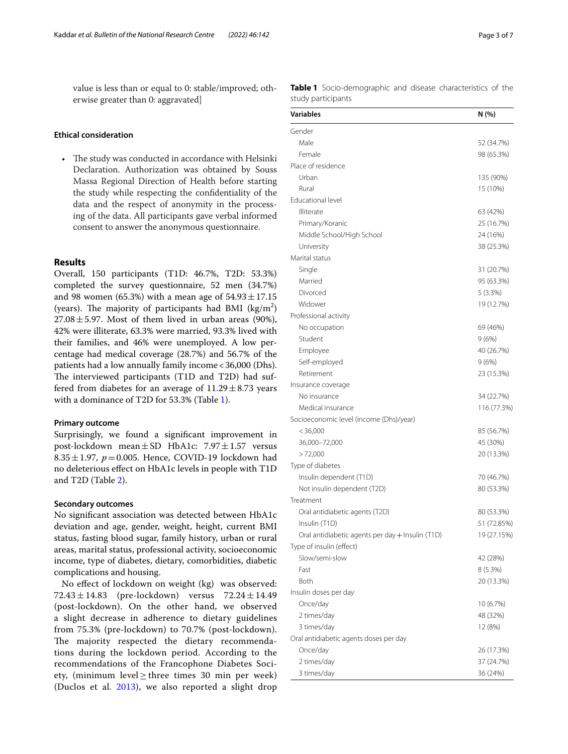value is less than or equal to 0: stable/improved; otherwise greater than 0: aggravated]

### Ethical consideration

- The study was conducted in accordance with Helsinki Declaration. Authorization was obtained by Souss Massa Regional Direction of Health before starting the study while respecting the confidentiality of the data and the respect of anonymity in the processing of the data. All participants gave verbal informed consent to answer the anonymous questionnaire.

## Results

Overall, 150 participants (T1D: 46.7%, T2D: 53.3%) completed the survey questionnaire, 52 men (34.7%) and 98 women (65.3%) with a mean age of $54.93 \pm 17.15$ (years). The majority of participants had BMI (kg/m$^2$) $27.08 \pm 5.97$. Most of them lived in urban areas (90%), 42% were illiterate, 63.3% were married, 93.3% lived with their families, and 46% were unemployed. A low percentage had medical coverage (28.7%) and 56.7% of the patients had a low annually family income < 36,000 (Dhs). The interviewed participants (T1D and T2D) had suffered from diabetes for an average of $11.29 \pm 8.73$ years with a dominance of T2D for 53.3% (Table 1).

### Primary outcome

Surprisingly, we found a significant improvement in post-lockdown mean ± SD HbA1c: $7.97 \pm 1.57$ versus $8.35 \pm 1.97$, $p = 0.005$. Hence, COVID-19 lockdown had no deleterious effect on HbA1c levels in people with T1D and T2D (Table 2).

### Secondary outcomes

No significant association was detected between HbA1c deviation and age, gender, weight, height, current BMI status, fasting blood sugar, family history, urban or rural areas, marital status, professional activity, socioeconomic income, type of diabetes, dietary, comorbidities, diabetic complications and housing.

No effect of lockdown on weight (kg) was observed: $72.43 \pm 14.83$ (pre-lockdown) versus $72.24 \pm 14.49$ (post-lockdown). On the other hand, we observed a slight decrease in adherence to dietary guidelines from 75.3% (pre-lockdown) to 70.7% (post-lockdown). The majority respected the dietary recommendations during the lockdown period. According to the recommendations of the Francophone Diabetes Society, (minimum level ≥ three times 30 min per week) (Duclos et al. 2013), we also reported a slight drop

**Table 1** Socio-demographic and disease characteristics of the study participants

| Variables | N (%) |
|---|---|
| Gender | |
| Male | 52 (34.7%) |
| Female | 98 (65.3%) |
| Place of residence | |
| Urban | 135 (90%) |
| Rural | 15 (10%) |
| Educational level | |
| Illiterate | 63 (42%) |
| Primary/Koranic | 25 (16.7%) |
| Middle School/High School | 24 (16%) |
| University | 38 (25.3%) |
| Marital status | |
| Single | 31 (20.7%) |
| Married | 95 (63.3%) |
| Divorced | 5 (3.3%) |
| Widower | 19 (12.7%) |
| Professional activity | |
| No occupation | 69 (46%) |
| Student | 9 (6%) |
| Employee | 40 (26.7%) |
| Self-employed | 9 (6%) |
| Retirement | 23 (15.3%) |
| Insurance coverage | |
| No insurance | 34 (22.7%) |
| Medical insurance | 116 (77.3%) |
| Socioeconomic level (income (Dhs)/year) | |
| < 36,000 | 85 (56.7%) |
| 36,000–72,000 | 45 (30%) |
| > 72,000 | 20 (13.3%) |
| Type of diabetes | |
| Insulin dependent (T1D) | 70 (46.7%) |
| Not insulin dependent (T2D) | 80 (53.3%) |
| Treatment | |
| Oral antidiabetic agents (T2D) | 80 (53.3%) |
| Insulin (T1D) | 51 (72.85%) |
| Oral antidiabetic agents per day + Insulin (T1D) | 19 (27.15%) |
| Type of insulin (effect) | |
| Slow/semi-slow | 42 (28%) |
| Fast | 8 (5.3%) |
| Both | 20 (13.3%) |
| Insulin doses per day | |
| Once/day | 10 (6.7%) |
| 2 times/day | 48 (32%) |
| 3 times/day | 12 (8%) |
| Oral antidiabetic agents doses per day | |
| Once/day | 26 (17.3%) |
| 2 times/day | 37 (24.7%) |
| 3 times/day | 36 (24%) |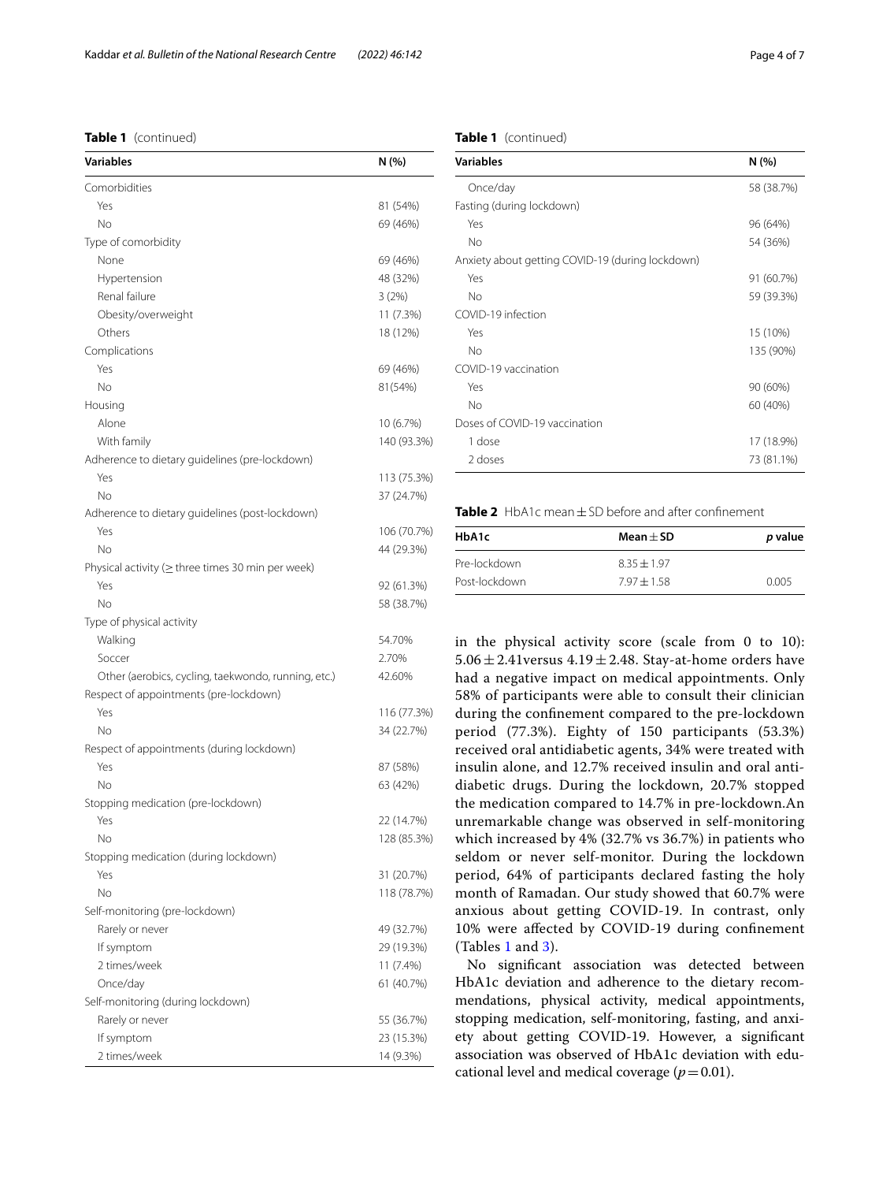**Table 1** (continued)

| Variables | N (%) |
|---|---|
| Comorbidities | |
| Yes | 81 (54%) |
| No | 69 (46%) |
| Type of comorbidity | |
| None | 69 (46%) |
| Hypertension | 48 (32%) |
| Renal failure | 3 (2%) |
| Obesity/overweight | 11 (7.3%) |
| Others | 18 (12%) |
| Complications | |
| Yes | 69 (46%) |
| No | 81(54%) |
| Housing | |
| Alone | 10 (6.7%) |
| With family | 140 (93.3%) |
| Adherence to dietary guidelines (pre-lockdown) | |
| Yes | 113 (75.3%) |
| No | 37 (24.7%) |
| Adherence to dietary guidelines (post-lockdown) | |
| Yes | 106 (70.7%) |
| No | 44 (29.3%) |
| Physical activity (≥ three times 30 min per week) | |
| Yes | 92 (61.3%) |
| No | 58 (38.7%) |
| Type of physical activity | |
| Walking | 54.70% |
| Soccer | 2.70% |
| Other (aerobics, cycling, taekwondo, running, etc.) | 42.60% |
| Respect of appointments (pre-lockdown) | |
| Yes | 116 (77.3%) |
| No | 34 (22.7%) |
| Respect of appointments (during lockdown) | |
| Yes | 87 (58%) |
| No | 63 (42%) |
| Stopping medication (pre-lockdown) | |
| Yes | 22 (14.7%) |
| No | 128 (85.3%) |
| Stopping medication (during lockdown) | |
| Yes | 31 (20.7%) |
| No | 118 (78.7%) |
| Self-monitoring (pre-lockdown) | |
| Rarely or never | 49 (32.7%) |
| If symptom | 29 (19.3%) |
| 2 times/week | 11 (7.4%) |
| Once/day | 61 (40.7%) |
| Self-monitoring (during lockdown) | |
| Rarely or never | 55 (36.7%) |
| If symptom | 23 (15.3%) |
| 2 times/week | 14 (9.3%) |
| Once/day | 58 (38.7%) |
| Fasting (during lockdown) | |
| Yes | 96 (64%) |
| No | 54 (36%) |
| Anxiety about getting COVID-19 (during lockdown) | |
| Yes | 91 (60.7%) |
| No | 59 (39.3%) |
| COVID-19 infection | |
| Yes | 15 (10%) |
| No | 135 (90%) |
| COVID-19 vaccination | |
| Yes | 90 (60%) |
| No | 60 (40%) |
| Doses of COVID-19 vaccination | |
| 1 dose | 17 (18.9%) |
| 2 doses | 73 (81.1%) |

**Table 2** HbA1c mean ± SD before and after confinement

| HbA1c | Mean ± SD | *p* value |
|---|---|---|
| Pre-lockdown | 8.35 ± 1.97 | |
| Post-lockdown | 7.97 ± 1.58 | 0.005 |

in the physical activity score (scale from 0 to 10): 5.06 ± 2.41versus 4.19 ± 2.48. Stay-at-home orders have had a negative impact on medical appointments. Only 58% of participants were able to consult their clinician during the confinement compared to the pre-lockdown period (77.3%). Eighty of 150 participants (53.3%) received oral antidiabetic agents, 34% were treated with insulin alone, and 12.7% received insulin and oral antidiabetic drugs. During the lockdown, 20.7% stopped the medication compared to 14.7% in pre-lockdown.An unremarkable change was observed in self-monitoring which increased by 4% (32.7% vs 36.7%) in patients who seldom or never self-monitor. During the lockdown period, 64% of participants declared fasting the holy month of Ramadan. Our study showed that 60.7% were anxious about getting COVID-19. In contrast, only 10% were affected by COVID-19 during confinement (Tables 1 and 3).

No significant association was detected between HbA1c deviation and adherence to the dietary recommendations, physical activity, medical appointments, stopping medication, self-monitoring, fasting, and anxiety about getting COVID-19. However, a significant association was observed of HbA1c deviation with educational level and medical coverage ($p = 0.01$).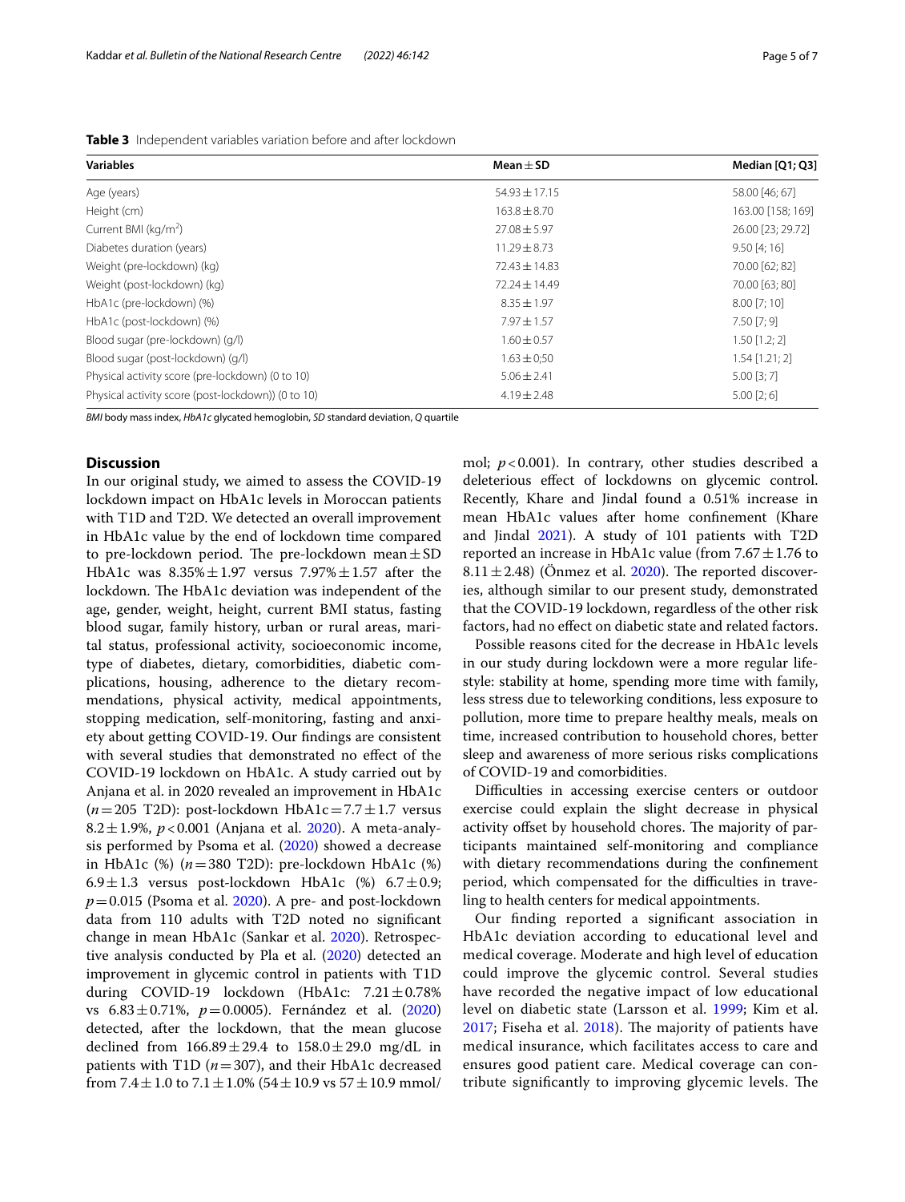**Table 3** Independent variables variation before and after lockdown

| Variables | Mean ± SD | Median [Q1; Q3] |
|---|---|---|
| Age (years) | 54.93 ± 17.15 | 58.00 [46; 67] |
| Height (cm) | 163.8 ± 8.70 | 163.00 [158; 169] |
| Current BMI (kg/m$^2$) | 27.08 ± 5.97 | 26.00 [23; 29.72] |
| Diabetes duration (years) | 11.29 ± 8.73 | 9.50 [4; 16] |
| Weight (pre-lockdown) (kg) | 72.43 ± 14.83 | 70.00 [62; 82] |
| Weight (post-lockdown) (kg) | 72.24 ± 14.49 | 70.00 [63; 80] |
| HbA1c (pre-lockdown) (%) | 8.35 ± 1.97 | 8.00 [7; 10] |
| HbA1c (post-lockdown) (%) | 7.97 ± 1.57 | 7.50 [7; 9] |
| Blood sugar (pre-lockdown) (g/l) | 1.60 ± 0.57 | 1.50 [1.2; 2] |
| Blood sugar (post-lockdown) (g/l) | 1.63 ± 0;50 | 1.54 [1.21; 2] |
| Physical activity score (pre-lockdown) (0 to 10) | 5.06 ± 2.41 | 5.00 [3; 7] |
| Physical activity score (post-lockdown)) (0 to 10) | 4.19 ± 2.48 | 5.00 [2; 6] |

*BMI* body mass index, *HbA1c* glycated hemoglobin, *SD* standard deviation, *Q* quartile

## Discussion

In our original study, we aimed to assess the COVID-19 lockdown impact on HbA1c levels in Moroccan patients with T1D and T2D. We detected an overall improvement in HbA1c value by the end of lockdown time compared to pre-lockdown period. The pre-lockdown mean ± SD HbA1c was 8.35% ± 1.97 versus 7.97% ± 1.57 after the lockdown. The HbA1c deviation was independent of the age, gender, weight, height, current BMI status, fasting blood sugar, family history, urban or rural areas, marital status, professional activity, socioeconomic income, type of diabetes, dietary, comorbidities, diabetic complications, housing, adherence to the dietary recommendations, physical activity, medical appointments, stopping medication, self-monitoring, fasting and anxiety about getting COVID-19. Our findings are consistent with several studies that demonstrated no effect of the COVID-19 lockdown on HbA1c. A study carried out by Anjana et al. in 2020 revealed an improvement in HbA1c ($n = 205$ T2D): post-lockdown HbA1c = 7.7 ± 1.7 versus 8.2 ± 1.9%, $p < 0.001$ (Anjana et al. 2020). A meta-analysis performed by Psoma et al. (2020) showed a decrease in HbA1c (%) ($n = 380$ T2D): pre-lockdown HbA1c (%) 6.9 ± 1.3 versus post-lockdown HbA1c (%) 6.7 ± 0.9; $p = 0.015$ (Psoma et al. 2020). A pre- and post-lockdown data from 110 adults with T2D noted no significant change in mean HbA1c (Sankar et al. 2020). Retrospective analysis conducted by Pla et al. (2020) detected an improvement in glycemic control in patients with T1D during COVID-19 lockdown (HbA1c: 7.21 ± 0.78% vs 6.83 ± 0.71%, $p = 0.0005$). Fernández et al. (2020) detected, after the lockdown, that the mean glucose declined from 166.89 ± 29.4 to 158.0 ± 29.0 mg/dL in patients with T1D ($n = 307$), and their HbA1c decreased from 7.4 ± 1.0 to 7.1 ± 1.0% (54 ± 10.9 vs 57 ± 10.9 mmol/mol; $p < 0.001$). In contrary, other studies described a deleterious effect of lockdowns on glycemic control. Recently, Khare and Jindal found a 0.51% increase in mean HbA1c values after home confinement (Khare and Jindal 2021). A study of 101 patients with T2D reported an increase in HbA1c value (from 7.67 ± 1.76 to 8.11 ± 2.48) (Önmez et al. 2020). The reported discoveries, although similar to our present study, demonstrated that the COVID-19 lockdown, regardless of the other risk factors, had no effect on diabetic state and related factors.

Possible reasons cited for the decrease in HbA1c levels in our study during lockdown were a more regular lifestyle: stability at home, spending more time with family, less stress due to teleworking conditions, less exposure to pollution, more time to prepare healthy meals, meals on time, increased contribution to household chores, better sleep and awareness of more serious risks complications of COVID-19 and comorbidities.

Difficulties in accessing exercise centers or outdoor exercise could explain the slight decrease in physical activity offset by household chores. The majority of participants maintained self-monitoring and compliance with dietary recommendations during the confinement period, which compensated for the difficulties in travelling to health centers for medical appointments.

Our finding reported a significant association in HbA1c deviation according to educational level and medical coverage. Moderate and high level of education could improve the glycemic control. Several studies have recorded the negative impact of low educational level on diabetic state (Larsson et al. 1999; Kim et al. 2017; Fiseha et al. 2018). The majority of patients have medical insurance, which facilitates access to care and ensures good patient care. Medical coverage can contribute significantly to improving glycemic levels. The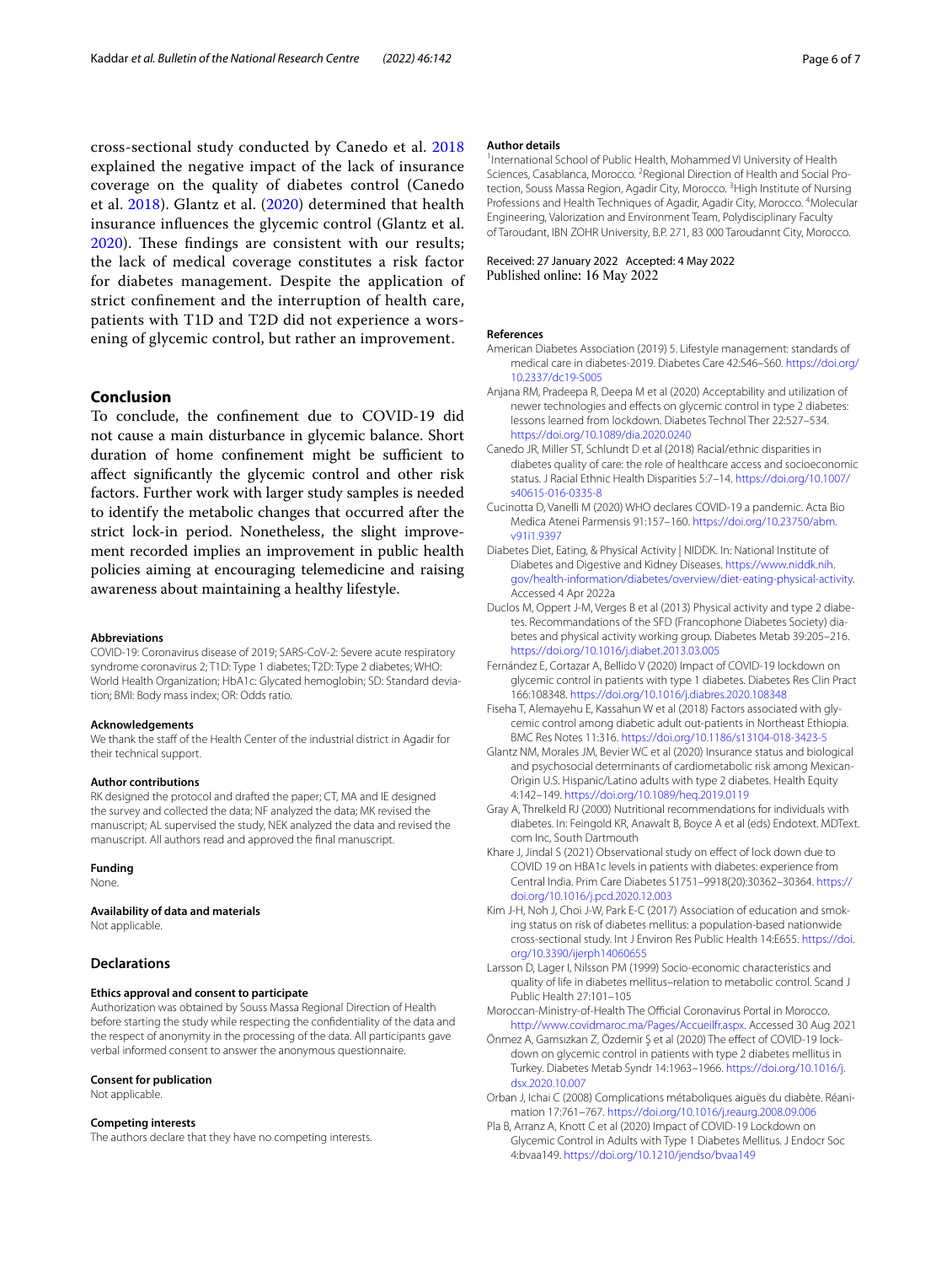cross-sectional study conducted by Canedo et al. 2018 explained the negative impact of the lack of insurance coverage on the quality of diabetes control (Canedo et al. 2018). Glantz et al. (2020) determined that health insurance influences the glycemic control (Glantz et al. 2020). These findings are consistent with our results; the lack of medical coverage constitutes a risk factor for diabetes management. Despite the application of strict confinement and the interruption of health care, patients with T1D and T2D did not experience a worsening of glycemic control, but rather an improvement.

## Conclusion

To conclude, the confinement due to COVID-19 did not cause a main disturbance in glycemic balance. Short duration of home confinement might be sufficient to affect significantly the glycemic control and other risk factors. Further work with larger study samples is needed to identify the metabolic changes that occurred after the strict lock-in period. Nonetheless, the slight improvement recorded implies an improvement in public health policies aiming at encouraging telemedicine and raising awareness about maintaining a healthy lifestyle.

#### Abbreviations

COVID-19: Coronavirus disease of 2019; SARS-CoV-2: Severe acute respiratory syndrome coronavirus 2; T1D: Type 1 diabetes; T2D: Type 2 diabetes; WHO: World Health Organization; HbA1c: Glycated hemoglobin; SD: Standard deviation; BMI: Body mass index; OR: Odds ratio.

#### Acknowledgements

We thank the staff of the Health Center of the industrial district in Agadir for their technical support.

#### Author contributions

RK designed the protocol and drafted the paper; CT, MA and IE designed the survey and collected the data; NF analyzed the data; MK revised the manuscript; AL supervised the study, NEK analyzed the data and revised the manuscript. All authors read and approved the final manuscript.

#### Funding

None.

#### Availability of data and materials

Not applicable.

### Declarations

#### Ethics approval and consent to participate

Authorization was obtained by Souss Massa Regional Direction of Health before starting the study while respecting the confidentiality of the data and the respect of anonymity in the processing of the data. All participants gave verbal informed consent to answer the anonymous questionnaire.

#### Consent for publication

Not applicable.

#### Competing interests

The authors declare that they have no competing interests.

#### Author details

[1]International School of Public Health, Mohammed VI University of Health Sciences, Casablanca, Morocco. [2]Regional Direction of Health and Social Protection, Souss Massa Region, Agadir City, Morocco. [3]High Institute of Nursing Professions and Health Techniques of Agadir, Agadir City, Morocco. [4]Molecular Engineering, Valorization and Environment Team, Polydisciplinary Faculty of Taroudant, IBN ZOHR University, B.P. 271, 83 000 Taroudannt City, Morocco.

Received: 27 January 2022 Accepted: 4 May 2022
Published online: 16 May 2022

#### References

American Diabetes Association (2019) 5. Lifestyle management: standards of medical care in diabetes-2019. Diabetes Care 42:S46–S60. https://doi.org/10.2337/dc19-S005

Anjana RM, Pradeepa R, Deepa M et al (2020) Acceptability and utilization of newer technologies and effects on glycemic control in type 2 diabetes: lessons learned from lockdown. Diabetes Technol Ther 22:527–534. https://doi.org/10.1089/dia.2020.0240

Canedo JR, Miller ST, Schlundt D et al (2018) Racial/ethnic disparities in diabetes quality of care: the role of healthcare access and socioeconomic status. J Racial Ethnic Health Disparities 5:7–14. https://doi.org/10.1007/s40615-016-0335-8

Cucinotta D, Vanelli M (2020) WHO declares COVID-19 a pandemic. Acta Bio Medica Atenei Parmensis 91:157–160. https://doi.org/10.23750/abm.v91i1.9397

Diabetes Diet, Eating, & Physical Activity | NIDDK. In: National Institute of Diabetes and Digestive and Kidney Diseases. https://www.niddk.nih.gov/health-information/diabetes/overview/diet-eating-physical-activity. Accessed 4 Apr 2022a

Duclos M, Oppert J-M, Verges B et al (2013) Physical activity and type 2 diabetes. Recommandations of the SFD (Francophone Diabetes Society) diabetes and physical activity working group. Diabetes Metab 39:205–216. https://doi.org/10.1016/j.diabet.2013.03.005

Fernández E, Cortazar A, Bellido V (2020) Impact of COVID-19 lockdown on glycemic control in patients with type 1 diabetes. Diabetes Res Clin Pract 166:108348. https://doi.org/10.1016/j.diabres.2020.108348

Fiseha T, Alemayehu E, Kassahun W et al (2018) Factors associated with glycemic control among diabetic adult out-patients in Northeast Ethiopia. BMC Res Notes 11:316. https://doi.org/10.1186/s13104-018-3423-5

Glantz NM, Morales JM, Bevier WC et al (2020) Insurance status and biological and psychosocial determinants of cardiometabolic risk among Mexican-Origin U.S. Hispanic/Latino adults with type 2 diabetes. Health Equity 4:142–149. https://doi.org/10.1089/heq.2019.0119

Gray A, Threlkeld RJ (2000) Nutritional recommendations for individuals with diabetes. In: Feingold KR, Anawalt B, Boyce A et al (eds) Endotext. MDText.com Inc, South Dartmouth

Khare J, Jindal S (2021) Observational study on effect of lock down due to COVID 19 on HBA1c levels in patients with diabetes: experience from Central India. Prim Care Diabetes S1751–9918(20):30362–30364. https://doi.org/10.1016/j.pcd.2020.12.003

Kim J-H, Noh J, Choi J-W, Park E-C (2017) Association of education and smoking status on risk of diabetes mellitus: a population-based nationwide cross-sectional study. Int J Environ Res Public Health 14:E655. https://doi.org/10.3390/ijerph14060655

Larsson D, Lager I, Nilsson PM (1999) Socio-economic characteristics and quality of life in diabetes mellitus–relation to metabolic control. Scand J Public Health 27:101–105

Moroccan-Ministry-of-Health The Official Coronavirus Portal in Morocco. http://www.covidmaroc.ma/Pages/Accueilfr.aspx. Accessed 30 Aug 2021

Önmez A, Gamsızkan Z, Özdemir Ş et al (2020) The effect of COVID-19 lockdown on glycemic control in patients with type 2 diabetes mellitus in Turkey. Diabetes Metab Syndr 14:1963–1966. https://doi.org/10.1016/j.dsx.2020.10.007

Orban J, Ichai C (2008) Complications métaboliques aiguës du diabète. Réanimation 17:761–767. https://doi.org/10.1016/j.reaurg.2008.09.006

Pla B, Arranz A, Knott C et al (2020) Impact of COVID-19 Lockdown on Glycemic Control in Adults with Type 1 Diabetes Mellitus. J Endocr Soc 4:bvaa149. https://doi.org/10.1210/jendso/bvaa149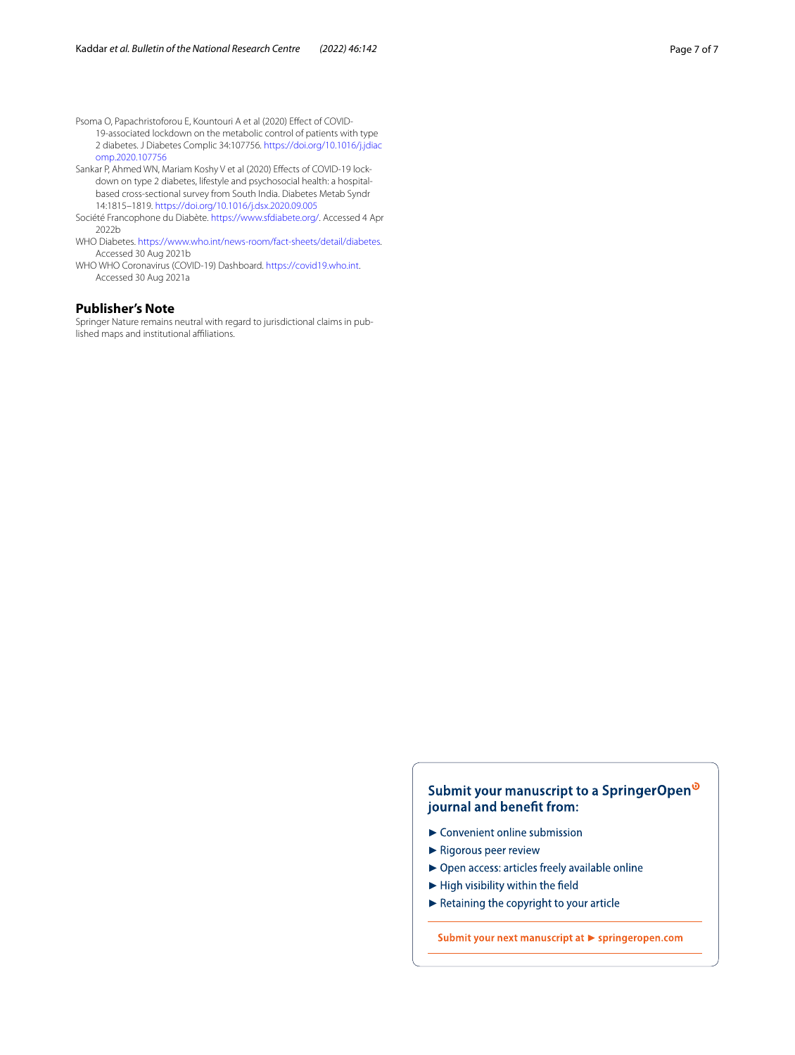Psoma O, Papachristoforou E, Kountouri A et al (2020) Effect of COVID-19-associated lockdown on the metabolic control of patients with type 2 diabetes. J Diabetes Complic 34:107756. https://doi.org/10.1016/j.jdiacomp.2020.107756

Sankar P, Ahmed WN, Mariam Koshy V et al (2020) Effects of COVID-19 lockdown on type 2 diabetes, lifestyle and psychosocial health: a hospital-based cross-sectional survey from South India. Diabetes Metab Syndr 14:1815–1819. https://doi.org/10.1016/j.dsx.2020.09.005

Société Francophone du Diabète. https://www.sfdiabete.org/. Accessed 4 Apr 2022b

WHO Diabetes. https://www.who.int/news-room/fact-sheets/detail/diabetes. Accessed 30 Aug 2021b

WHO WHO Coronavirus (COVID-19) Dashboard. https://covid19.who.int. Accessed 30 Aug 2021a

## Publisher's Note

Springer Nature remains neutral with regard to jurisdictional claims in published maps and institutional affiliations.

**Submit your manuscript to a SpringerOpen journal and benefit from:**

- ► Convenient online submission
- ► Rigorous peer review
- ► Open access: articles freely available online
- ► High visibility within the field
- ► Retaining the copyright to your article

**Submit your next manuscript at ► springeropen.com**